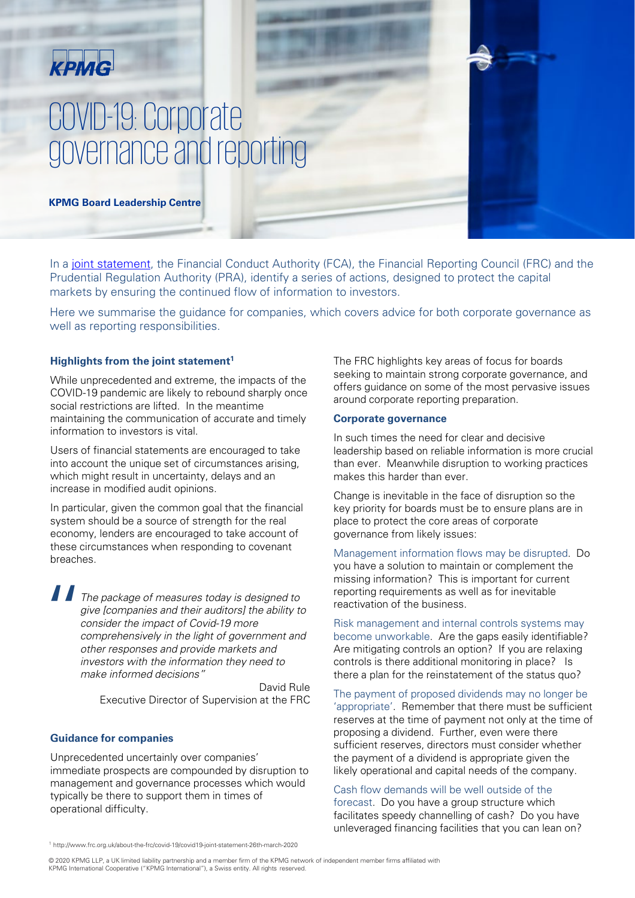KPMG

# COVID-19: Corporate governance and reporting

**KPMG Board Leadership Centre**

In a joint statement, the Financial Conduct Authority (FCA), the Financial Reporting Council (FRC) and the Prudential Regulation Authority (PRA), identify a series of actions, designed to protect the capital markets by ensuring the continued flow of information to investors.

Here we summarise the guidance for companies, which covers advice for both corporate governance as well as reporting responsibilities.

### Highlights from the joint statement[1]

While unprecedented and extreme, the impacts of the COVID-19 pandemic are likely to rebound sharply once social restrictions are lifted. In the meantime maintaining the communication of accurate and timely information to investors is vital.

Users of financial statements are encouraged to take into account the unique set of circumstances arising, which might result in uncertainty, delays and an increase in modified audit opinions.

In particular, given the common goal that the financial system should be a source of strength for the real economy, lenders are encouraged to take account of these circumstances when responding to covenant breaches.

> *The package of measures today is designed to give [companies and their auditors] the ability to consider the impact of Covid-19 more comprehensively in the light of government and other responses and provide markets and investors with the information they need to make informed decisions"*
>
> David Rule
> Executive Director of Supervision at the FRC

### Guidance for companies

Unprecedented uncertainty over companies' immediate prospects are compounded by disruption to management and governance processes which would typically be there to support them in times of operational difficulty.

The FRC highlights key areas of focus for boards seeking to maintain strong corporate governance, and offers guidance on some of the most pervasive issues around corporate reporting preparation.

### Corporate governance

In such times the need for clear and decisive leadership based on reliable information is more crucial than ever. Meanwhile disruption to working practices makes this harder than ever.

Change is inevitable in the face of disruption so the key priority for boards must be to ensure plans are in place to protect the core areas of corporate governance from likely issues:

Management information flows may be disrupted. Do you have a solution to maintain or complement the missing information? This is important for current reporting requirements as well as for inevitable reactivation of the business.

Risk management and internal controls systems may become unworkable. Are the gaps easily identifiable? Are mitigating controls an option? If you are relaxing controls is there additional monitoring in place? Is there a plan for the reinstatement of the status quo?

The payment of proposed dividends may no longer be 'appropriate'. Remember that there must be sufficient reserves at the time of payment not only at the time of proposing a dividend. Further, even were there sufficient reserves, directors must consider whether the payment of a dividend is appropriate given the likely operational and capital needs of the company.

Cash flow demands will be well outside of the forecast. Do you have a group structure which facilitates speedy channelling of cash? Do you have unleveraged financing facilities that you can lean on?

---

[1] http://www.frc.org.uk/about-the-frc/covid-19/covid19-joint-statement-26th-march-2020

© 2020 KPMG LLP, a UK limited liability partnership and a member firm of the KPMG network of independent member firms affiliated with KPMG International Cooperative ("KPMG International"), a Swiss entity. All rights reserved.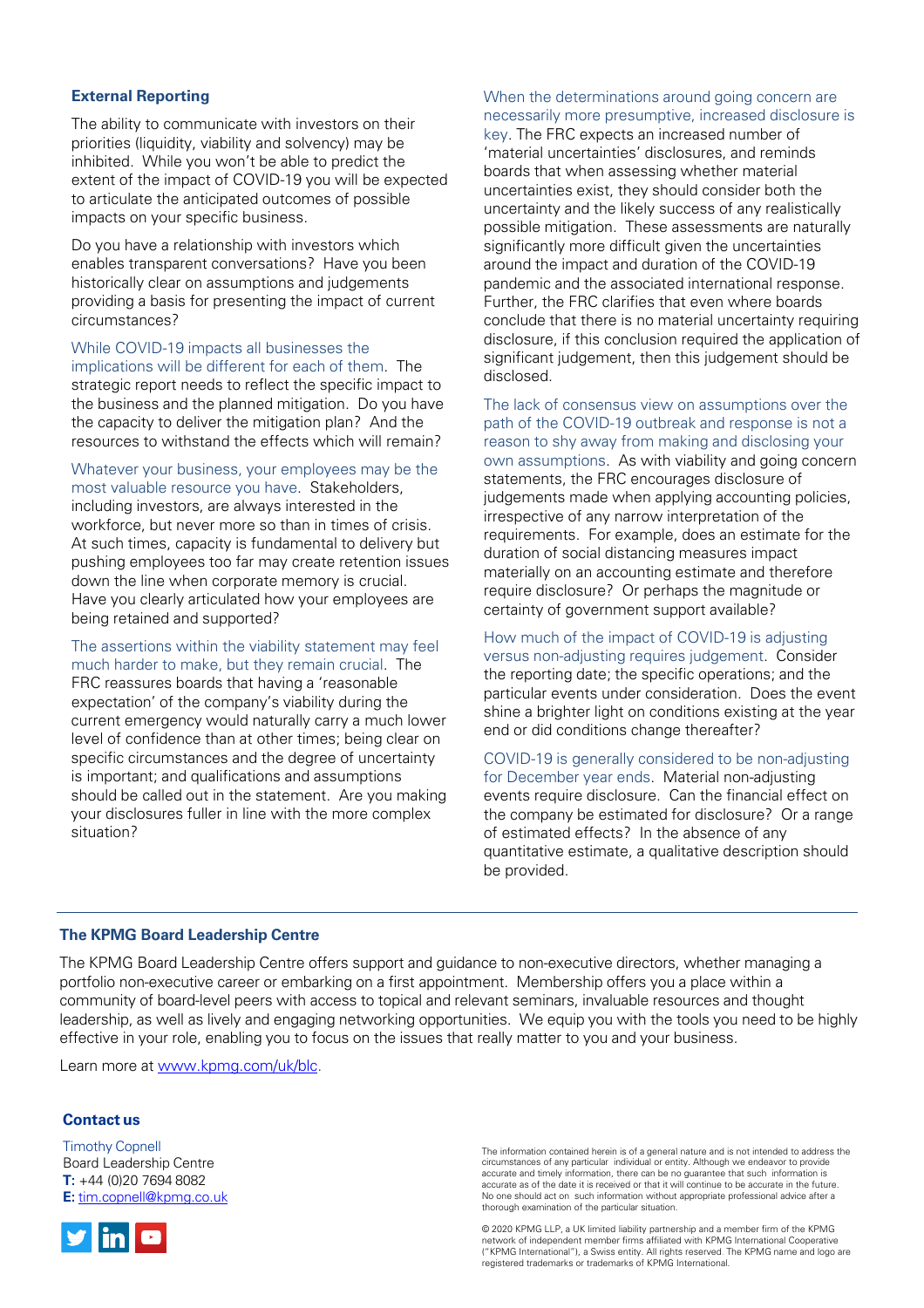### External Reporting

The ability to communicate with investors on their priorities (liquidity, viability and solvency) may be inhibited. While you won't be able to predict the extent of the impact of COVID-19 you will be expected to articulate the anticipated outcomes of possible impacts on your specific business.

Do you have a relationship with investors which enables transparent conversations? Have you been historically clear on assumptions and judgements providing a basis for presenting the impact of current circumstances?

While COVID-19 impacts all businesses the implications will be different for each of them. The strategic report needs to reflect the specific impact to the business and the planned mitigation. Do you have the capacity to deliver the mitigation plan? And the resources to withstand the effects which will remain?

Whatever your business, your employees may be the most valuable resource you have. Stakeholders, including investors, are always interested in the workforce, but never more so than in times of crisis. At such times, capacity is fundamental to delivery but pushing employees too far may create retention issues down the line when corporate memory is crucial. Have you clearly articulated how your employees are being retained and supported?

The assertions within the viability statement may feel much harder to make, but they remain crucial. The FRC reassures boards that having a 'reasonable expectation' of the company's viability during the current emergency would naturally carry a much lower level of confidence than at other times; being clear on specific circumstances and the degree of uncertainty is important; and qualifications and assumptions should be called out in the statement. Are you making your disclosures fuller in line with the more complex situation?

When the determinations around going concern are necessarily more presumptive, increased disclosure is key. The FRC expects an increased number of 'material uncertainties' disclosures, and reminds boards that when assessing whether material uncertainties exist, they should consider both the uncertainty and the likely success of any realistically possible mitigation. These assessments are naturally significantly more difficult given the uncertainties around the impact and duration of the COVID-19 pandemic and the associated international response. Further, the FRC clarifies that even where boards conclude that there is no material uncertainty requiring disclosure, if this conclusion required the application of significant judgement, then this judgement should be disclosed.

The lack of consensus view on assumptions over the path of the COVID-19 outbreak and response is not a reason to shy away from making and disclosing your own assumptions. As with viability and going concern statements, the FRC encourages disclosure of judgements made when applying accounting policies, irrespective of any narrow interpretation of the requirements. For example, does an estimate for the duration of social distancing measures impact materially on an accounting estimate and therefore require disclosure? Or perhaps the magnitude or certainty of government support available?

How much of the impact of COVID-19 is adjusting versus non-adjusting requires judgement. Consider the reporting date; the specific operations; and the particular events under consideration. Does the event shine a brighter light on conditions existing at the year end or did conditions change thereafter?

COVID-19 is generally considered to be non-adjusting for December year ends. Material non-adjusting events require disclosure. Can the financial effect on the company be estimated for disclosure? Or a range of estimated effects? In the absence of any quantitative estimate, a qualitative description should be provided.

---

### The KPMG Board Leadership Centre

The KPMG Board Leadership Centre offers support and guidance to non-executive directors, whether managing a portfolio non-executive career or embarking on a first appointment. Membership offers you a place within a community of board-level peers with access to topical and relevant seminars, invaluable resources and thought leadership, as well as lively and engaging networking opportunities. We equip you with the tools you need to be highly effective in your role, enabling you to focus on the issues that really matter to you and your business.

Learn more at [www.kpmg.com/uk/blc](www.kpmg.com/uk/blc).

### Contact us

Timothy Copnell
Board Leadership Centre
**T:** +44 (0)20 7694 8082
**E:** [tim.copnell@kpmg.co.uk](mailto:tim.copnell@kpmg.co.uk)

The information contained herein is of a general nature and is not intended to address the circumstances of any particular individual or entity. Although we endeavor to provide accurate and timely information, there can be no guarantee that such information is accurate as of the date it is received or that it will continue to be accurate in the future. No one should act on such information without appropriate professional advice after a thorough examination of the particular situation.

© 2020 KPMG LLP, a UK limited liability partnership and a member firm of the KPMG network of independent member firms affiliated with KPMG International Cooperative ("KPMG International"), a Swiss entity. All rights reserved. The KPMG name and logo are registered trademarks or trademarks of KPMG International.